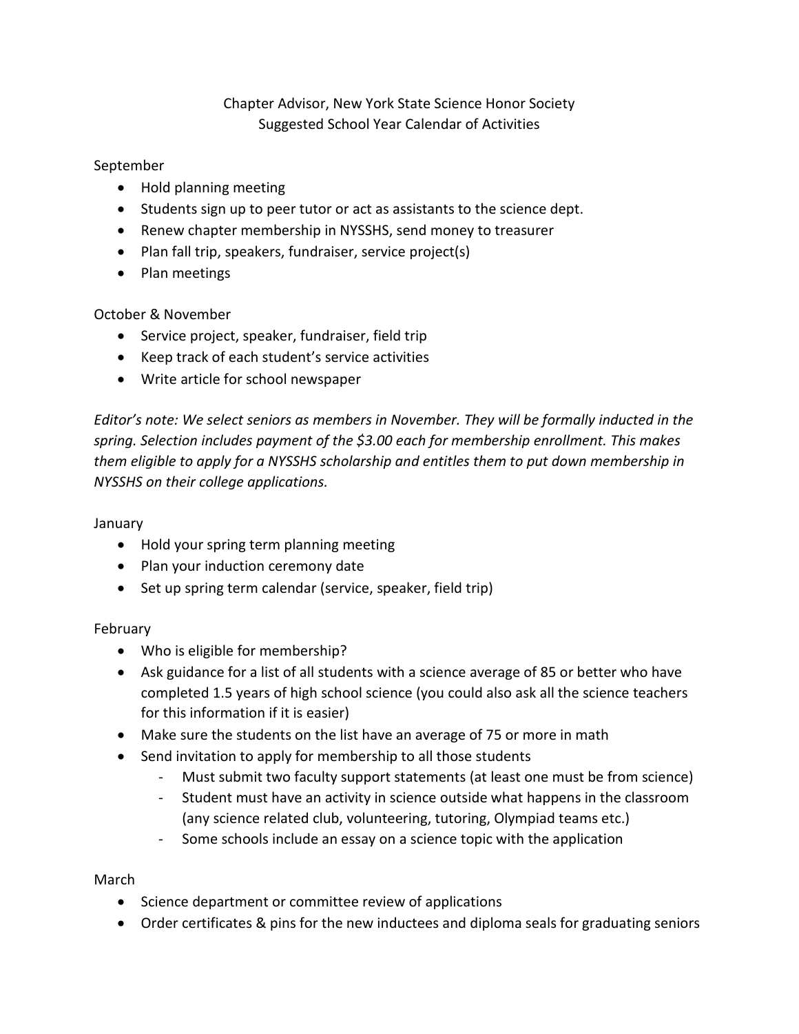# Chapter Advisor, New York State Science Honor Society
## Suggested School Year Calendar of Activities

September

- Hold planning meeting
- Students sign up to peer tutor or act as assistants to the science dept.
- Renew chapter membership in NYSSHS, send money to treasurer
- Plan fall trip, speakers, fundraiser, service project(s)
- Plan meetings

October & November

- Service project, speaker, fundraiser, field trip
- Keep track of each student's service activities
- Write article for school newspaper

*Editor's note: We select seniors as members in November. They will be formally inducted in the spring. Selection includes payment of the $3.00 each for membership enrollment. This makes them eligible to apply for a NYSSHS scholarship and entitles them to put down membership in NYSSHS on their college applications.*

January

- Hold your spring term planning meeting
- Plan your induction ceremony date
- Set up spring term calendar (service, speaker, field trip)

February

- Who is eligible for membership?
- Ask guidance for a list of all students with a science average of 85 or better who have completed 1.5 years of high school science (you could also ask all the science teachers for this information if it is easier)
- Make sure the students on the list have an average of 75 or more in math
- Send invitation to apply for membership to all those students
  - Must submit two faculty support statements (at least one must be from science)
  - Student must have an activity in science outside what happens in the classroom (any science related club, volunteering, tutoring, Olympiad teams etc.)
  - Some schools include an essay on a science topic with the application

March

- Science department or committee review of applications
- Order certificates & pins for the new inductees and diploma seals for graduating seniors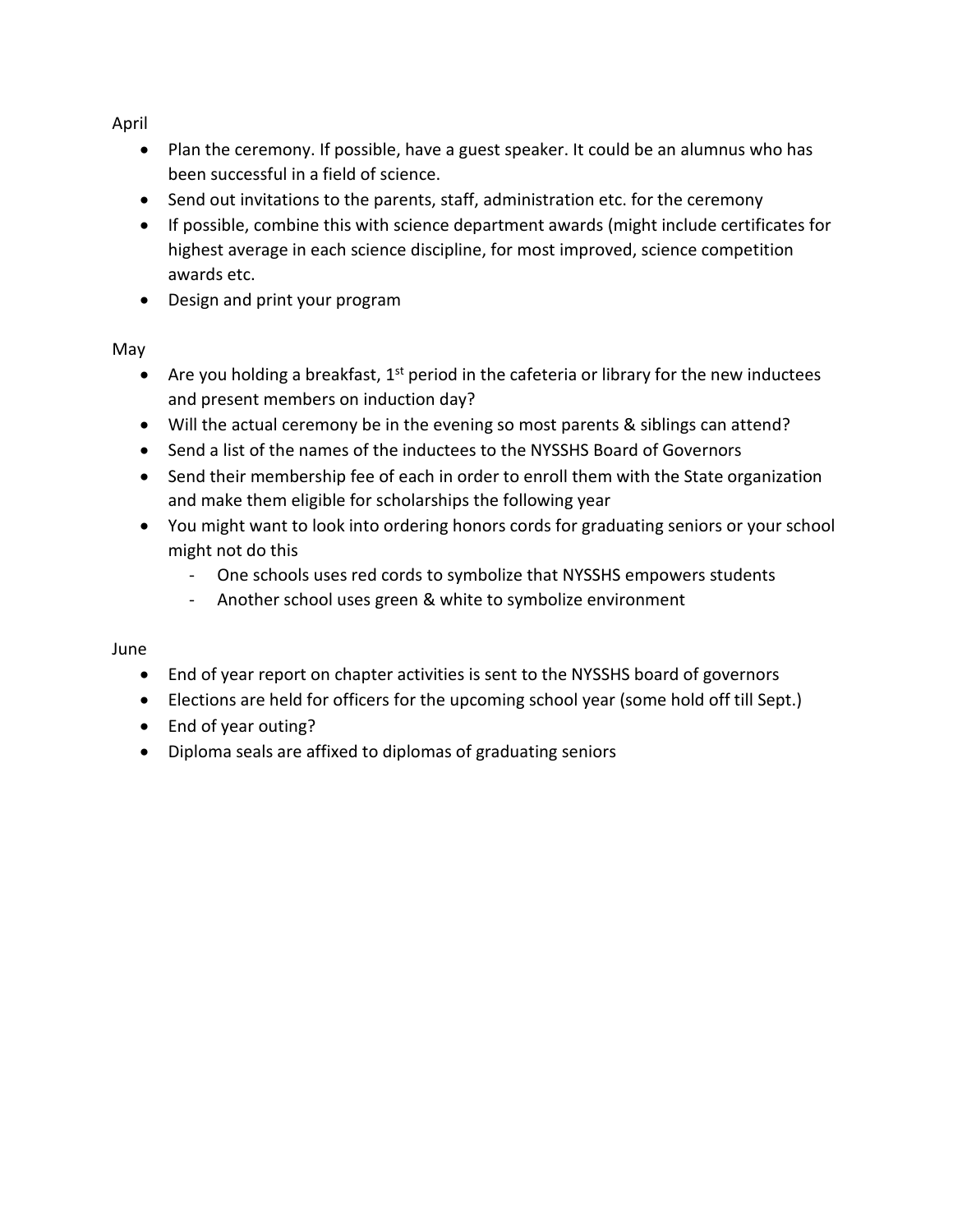April

- Plan the ceremony. If possible, have a guest speaker. It could be an alumnus who has been successful in a field of science.
- Send out invitations to the parents, staff, administration etc. for the ceremony
- If possible, combine this with science department awards (might include certificates for highest average in each science discipline, for most improved, science competition awards etc.
- Design and print your program

May

- Are you holding a breakfast, 1st period in the cafeteria or library for the new inductees and present members on induction day?
- Will the actual ceremony be in the evening so most parents & siblings can attend?
- Send a list of the names of the inductees to the NYSSHS Board of Governors
- Send their membership fee of each in order to enroll them with the State organization and make them eligible for scholarships the following year
- You might want to look into ordering honors cords for graduating seniors or your school might not do this
  - One schools uses red cords to symbolize that NYSSHS empowers students
  - Another school uses green & white to symbolize environment

June

- End of year report on chapter activities is sent to the NYSSHS board of governors
- Elections are held for officers for the upcoming school year (some hold off till Sept.)
- End of year outing?
- Diploma seals are affixed to diplomas of graduating seniors